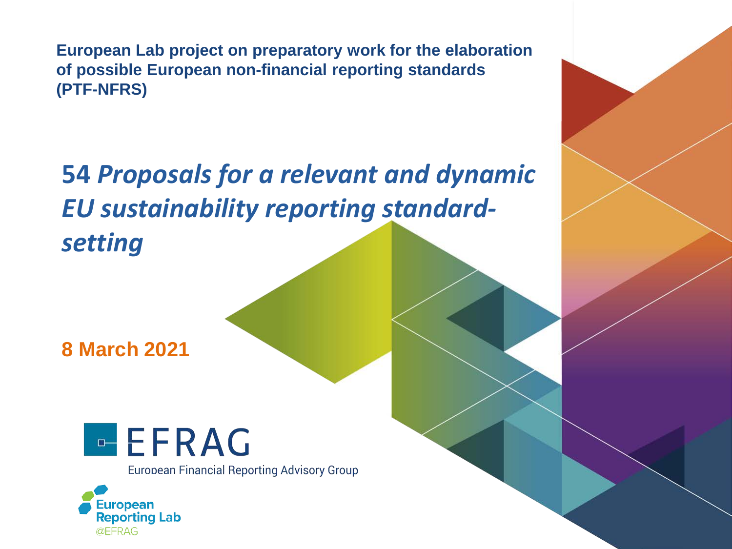**European Lab project on preparatory work for the elaboration of possible European non-financial reporting standards (PTF-NFRS)**

# 54 *Proposals for a relevant and dynamic EU sustainability reporting standard-setting*

**8 March 2021**

EFRAG

European Financial Reporting Advisory Group

European Reporting Lab @EFRAG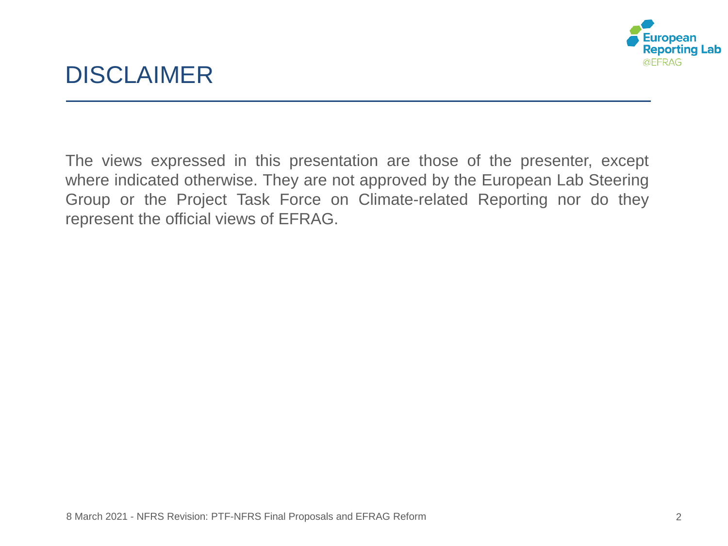# DISCLAIMER

The views expressed in this presentation are those of the presenter, except where indicated otherwise. They are not approved by the European Lab Steering Group or the Project Task Force on Climate-related Reporting nor do they represent the official views of EFRAG.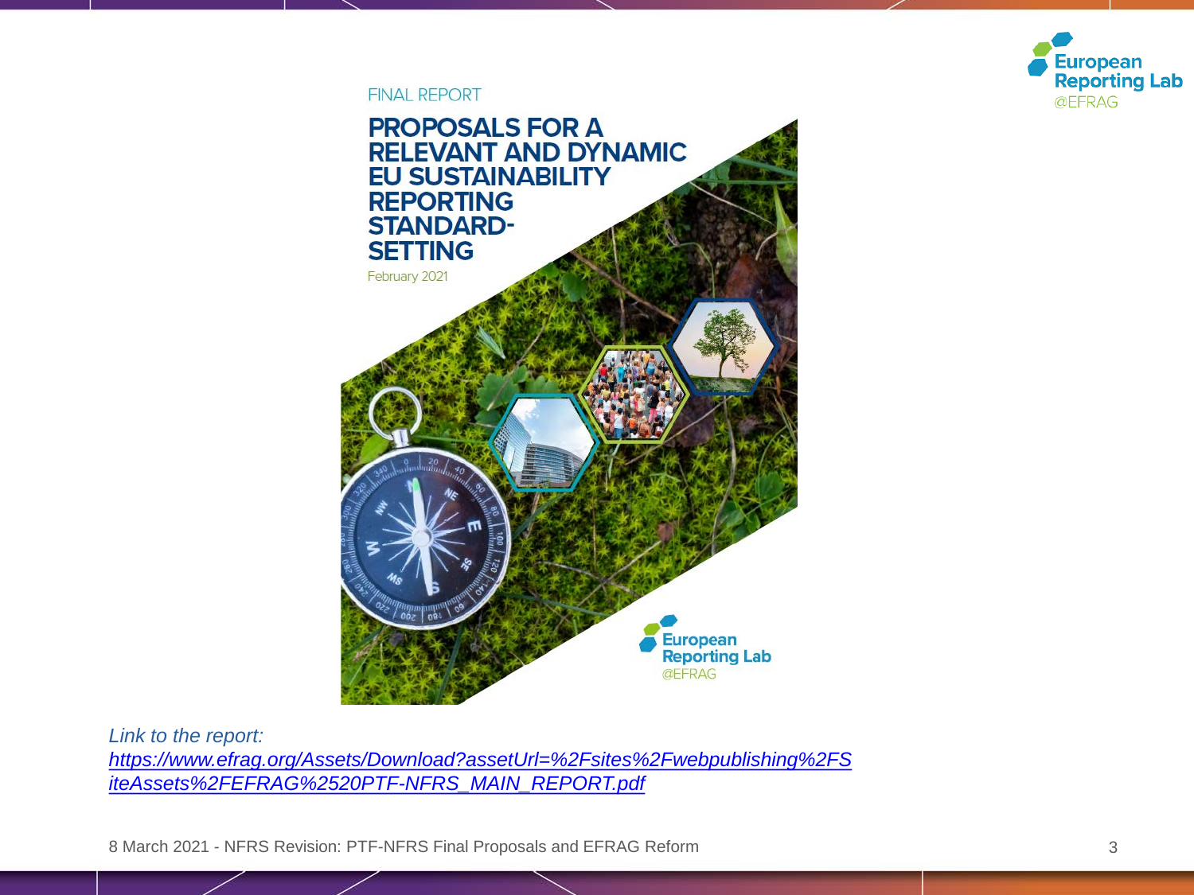FINAL REPORT

# PROPOSALS FOR A RELEVANT AND DYNAMIC EU SUSTAINABILITY REPORTING STANDARD-SETTING

February 2021

European Reporting Lab @EFRAG

*Link to the report:* *[https://www.efrag.org/Assets/Download?assetUrl=%2Fsites%2Fwebpublishing%2FSiteAssets%2FEFRAG%2520PTF-NFRS_MAIN_REPORT.pdf](https://www.efrag.org/Assets/Download?assetUrl=%2Fsites%2Fwebpublishing%2FSiteAssets%2FEFRAG%2520PTF-NFRS_MAIN_REPORT.pdf)*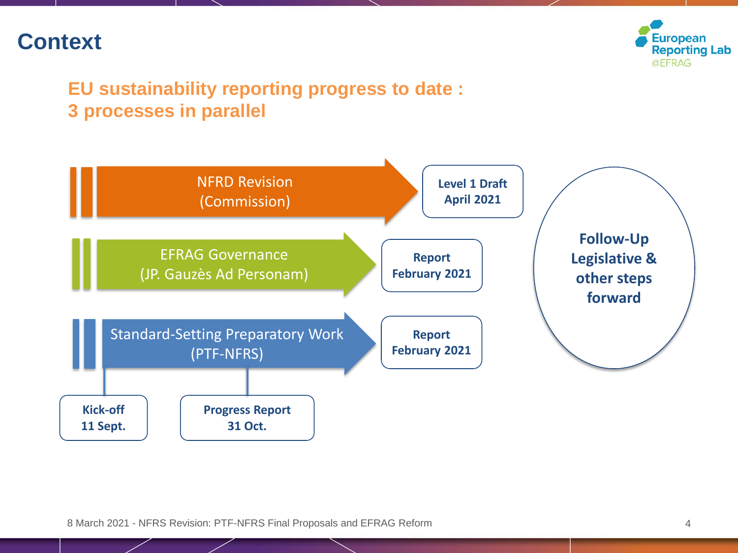# Context

## EU sustainability reporting progress to date : 3 processes in parallel

- NFRD Revision (Commission) → **Level 1 Draft April 2021**
- EFRAG Governance (JP. Gauzès Ad Personam) → **Report February 2021**
- Standard-Setting Preparatory Work (PTF-NFRS) → **Report February 2021**
  - **Kick-off 11 Sept.**
  - **Progress Report 31 Oct.**

**Follow-Up Legislative & other steps forward**

8 March 2021 - NFRS Revision: PTF-NFRS Final Proposals and EFRAG Reform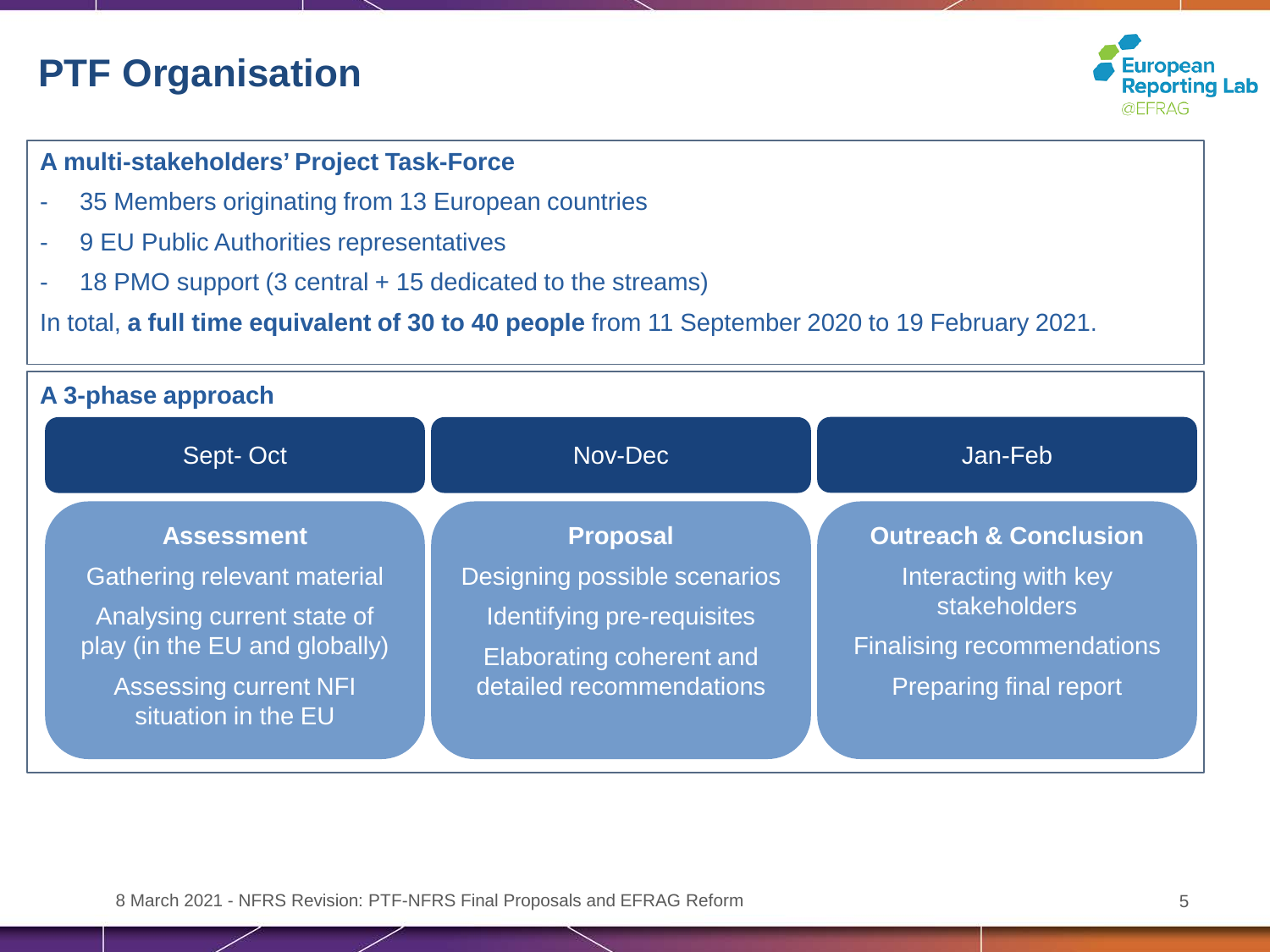# PTF Organisation

### A multi-stakeholders' Project Task-Force

- 35 Members originating from 13 European countries
- 9 EU Public Authorities representatives
- 18 PMO support (3 central + 15 dedicated to the streams)

In total, **a full time equivalent of 30 to 40 people** from 11 September 2020 to 19 February 2021.

### A 3-phase approach

| Sept- Oct | Nov-Dec | Jan-Feb |
| --- | --- | --- |
| **Assessment**<br>Gathering relevant material<br>Analysing current state of play (in the EU and globally)<br>Assessing current NFI situation in the EU | **Proposal**<br>Designing possible scenarios<br>Identifying pre-requisites<br>Elaborating coherent and detailed recommendations | **Outreach & Conclusion**<br>Interacting with key stakeholders<br>Finalising recommendations<br>Preparing final report |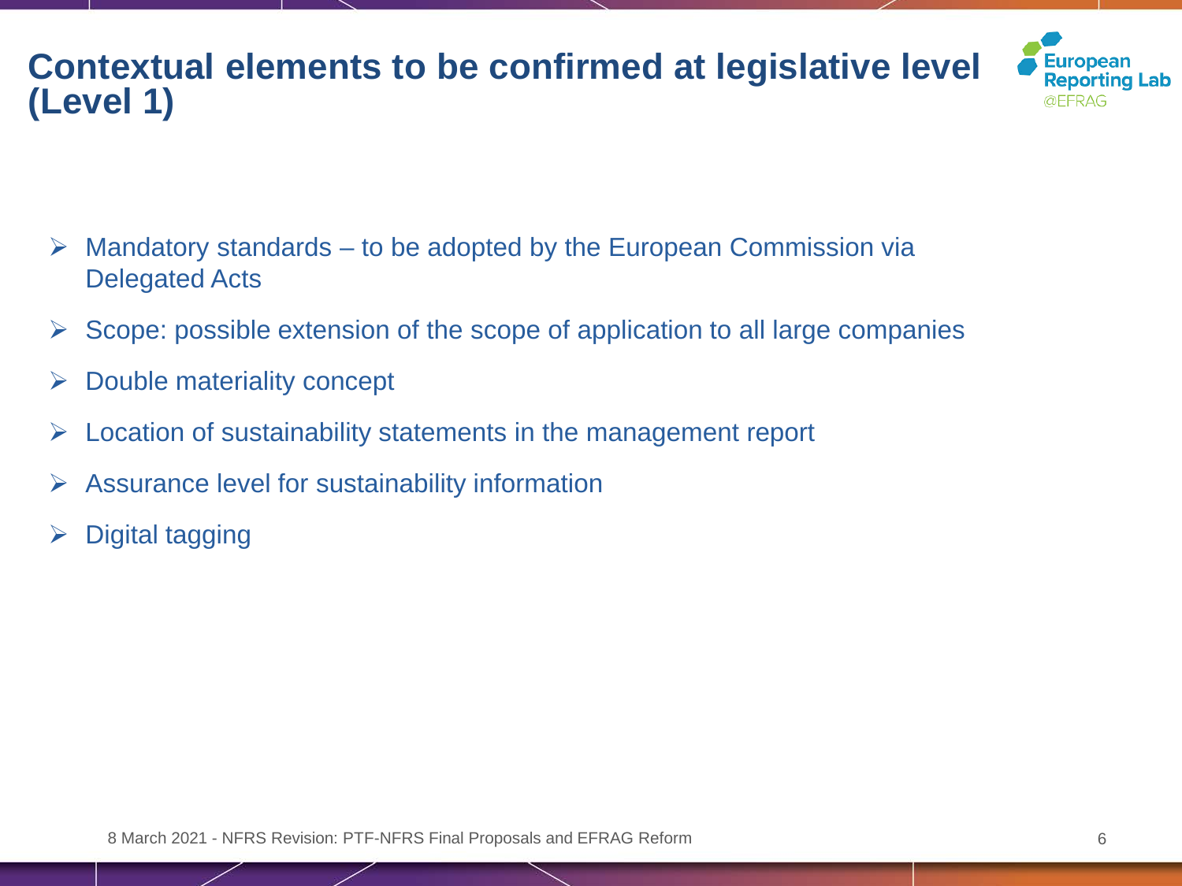# Contextual elements to be confirmed at legislative level (Level 1)

- Mandatory standards – to be adopted by the European Commission via Delegated Acts
- Scope: possible extension of the scope of application to all large companies
- Double materiality concept
- Location of sustainability statements in the management report
- Assurance level for sustainability information
- Digital tagging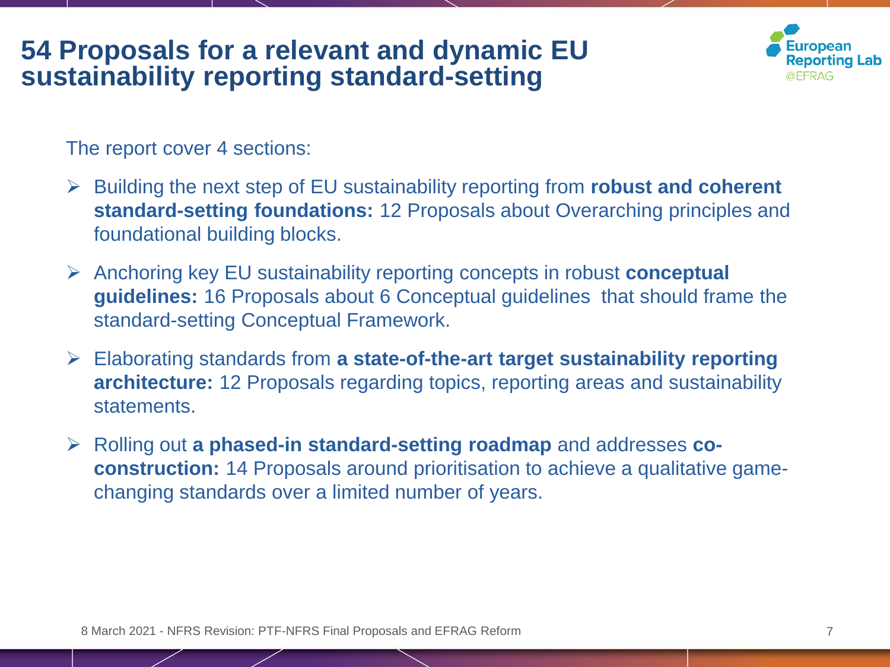# 54 Proposals for a relevant and dynamic EU sustainability reporting standard-setting

The report cover 4 sections:

- Building the next step of EU sustainability reporting from **robust and coherent standard-setting foundations:** 12 Proposals about Overarching principles and foundational building blocks.
- Anchoring key EU sustainability reporting concepts in robust **conceptual guidelines:** 16 Proposals about 6 Conceptual guidelines that should frame the standard-setting Conceptual Framework.
- Elaborating standards from **a state-of-the-art target sustainability reporting architecture:** 12 Proposals regarding topics, reporting areas and sustainability statements.
- Rolling out **a phased-in standard-setting roadmap** and addresses **co-construction:** 14 Proposals around prioritisation to achieve a qualitative game-changing standards over a limited number of years.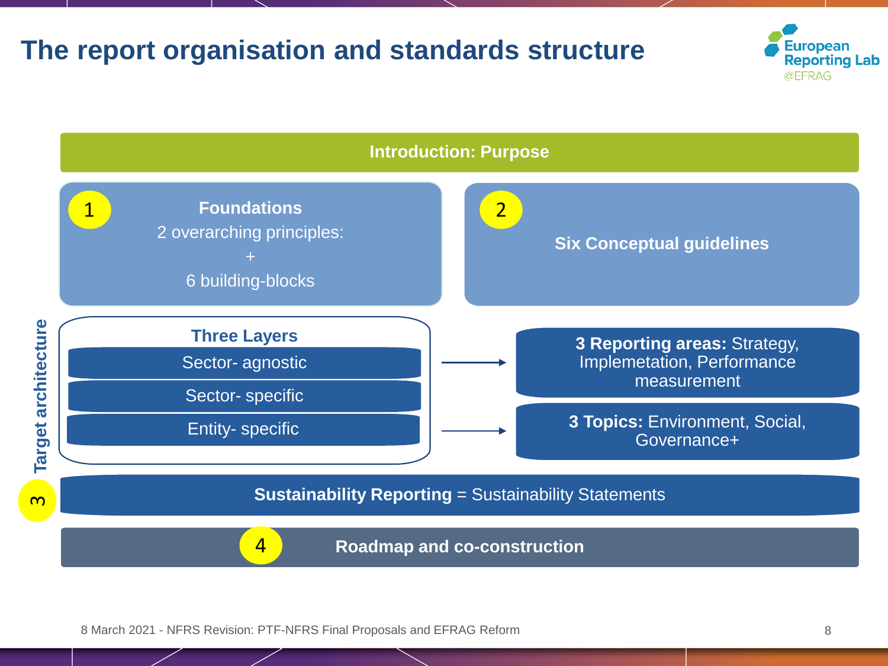# The report organisation and standards structure

**Introduction: Purpose**

1 **Foundations**
2 overarching principles:
+
6 building-blocks

2 **Six Conceptual guidelines**

**Target architecture**

**Three Layers**
- Sector- agnostic
- Sector- specific
- Entity- specific

→ **3 Reporting areas:** Strategy, Implemetation, Performance measurement

→ **3 Topics:** Environment, Social, Governance+

3 **Sustainability Reporting** = Sustainability Statements

4 **Roadmap and co-construction**

8 March 2021 - NFRS Revision: PTF-NFRS Final Proposals and EFRAG Reform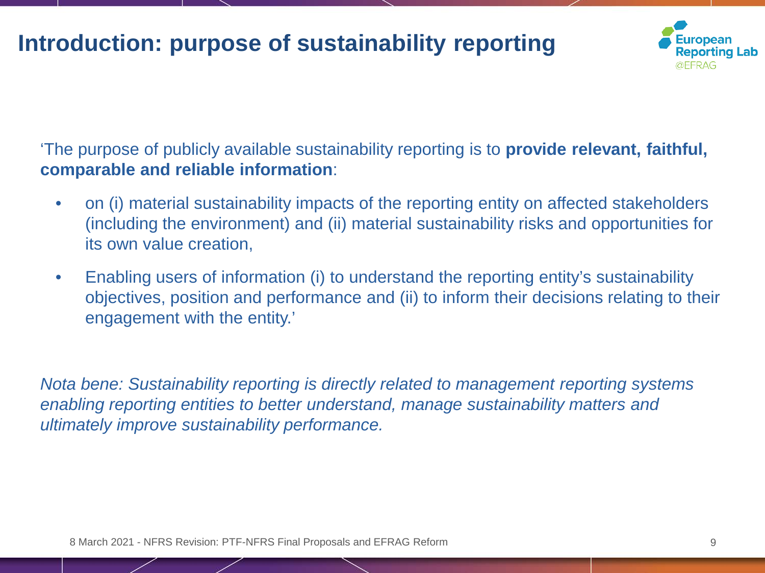# Introduction: purpose of sustainability reporting

'The purpose of publicly available sustainability reporting is to **provide relevant, faithful, comparable and reliable information**:

- on (i) material sustainability impacts of the reporting entity on affected stakeholders (including the environment) and (ii) material sustainability risks and opportunities for its own value creation,
- Enabling users of information (i) to understand the reporting entity's sustainability objectives, position and performance and (ii) to inform their decisions relating to their engagement with the entity.'

*Nota bene: Sustainability reporting is directly related to management reporting systems enabling reporting entities to better understand, manage sustainability matters and ultimately improve sustainability performance.*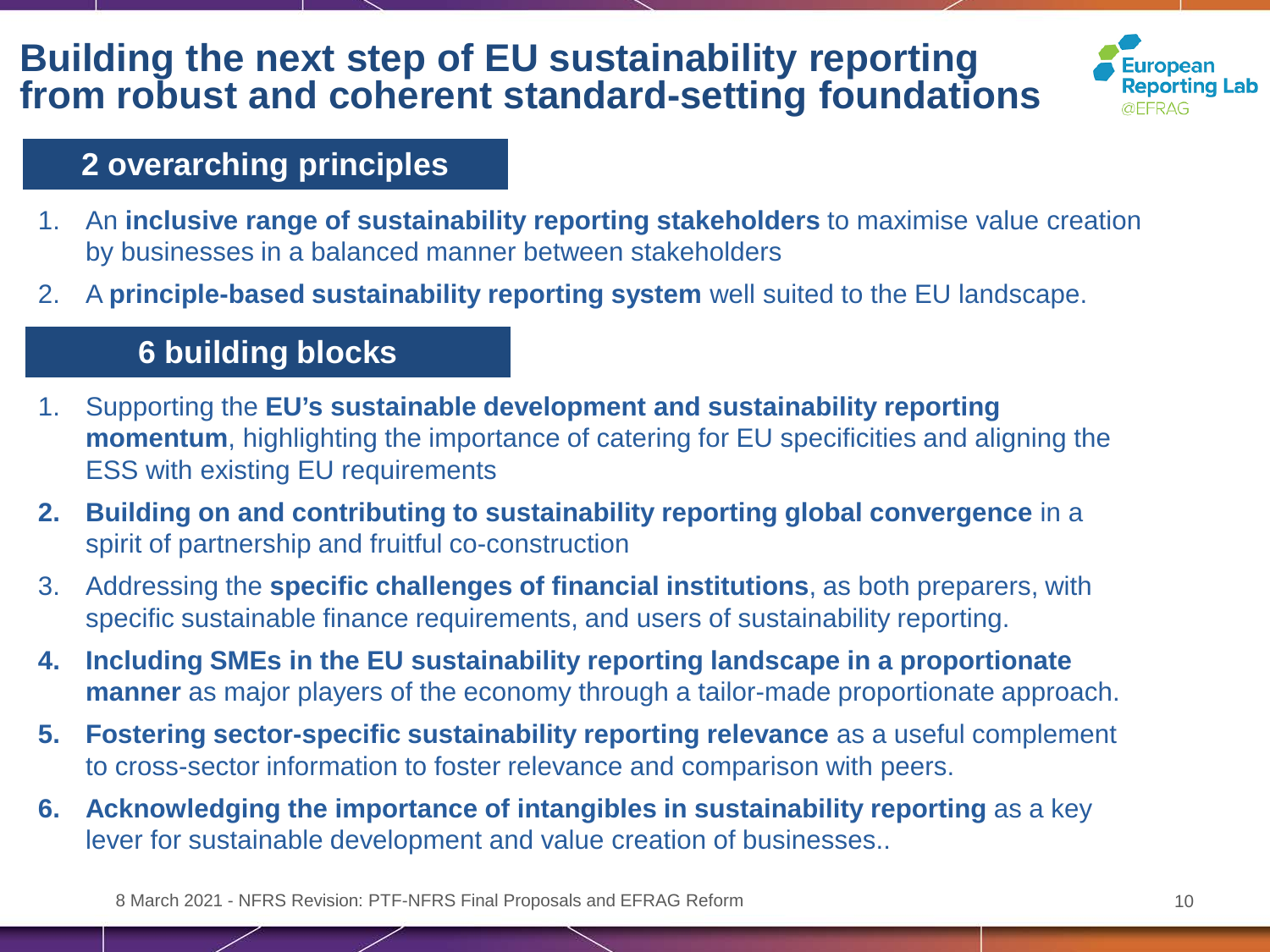# Building the next step of EU sustainability reporting from robust and coherent standard-setting foundations

## 2 overarching principles

1. An **inclusive range of sustainability reporting stakeholders** to maximise value creation by businesses in a balanced manner between stakeholders
2. A **principle-based sustainability reporting system** well suited to the EU landscape.

## 6 building blocks

1. Supporting the **EU's sustainable development and sustainability reporting momentum**, highlighting the importance of catering for EU specificities and aligning the ESS with existing EU requirements
2. **Building on and contributing to sustainability reporting global convergence** in a spirit of partnership and fruitful co-construction
3. Addressing the **specific challenges of financial institutions**, as both preparers, with specific sustainable finance requirements, and users of sustainability reporting.
4. **Including SMEs in the EU sustainability reporting landscape in a proportionate manner** as major players of the economy through a tailor-made proportionate approach.
5. **Fostering sector-specific sustainability reporting relevance** as a useful complement to cross-sector information to foster relevance and comparison with peers.
6. **Acknowledging the importance of intangibles in sustainability reporting** as a key lever for sustainable development and value creation of businesses..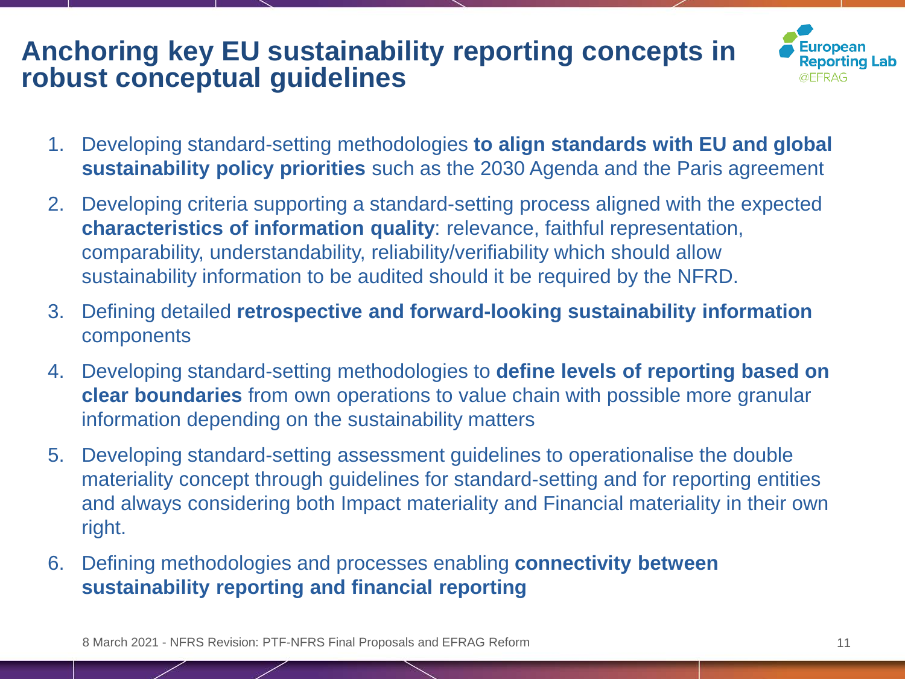# Anchoring key EU sustainability reporting concepts in robust conceptual guidelines

1. Developing standard-setting methodologies **to align standards with EU and global sustainability policy priorities** such as the 2030 Agenda and the Paris agreement
2. Developing criteria supporting a standard-setting process aligned with the expected **characteristics of information quality**: relevance, faithful representation, comparability, understandability, reliability/verifiability which should allow sustainability information to be audited should it be required by the NFRD.
3. Defining detailed **retrospective and forward-looking sustainability information** components
4. Developing standard-setting methodologies to **define levels of reporting based on clear boundaries** from own operations to value chain with possible more granular information depending on the sustainability matters
5. Developing standard-setting assessment guidelines to operationalise the double materiality concept through guidelines for standard-setting and for reporting entities and always considering both Impact materiality and Financial materiality in their own right.
6. Defining methodologies and processes enabling **connectivity between sustainability reporting and financial reporting**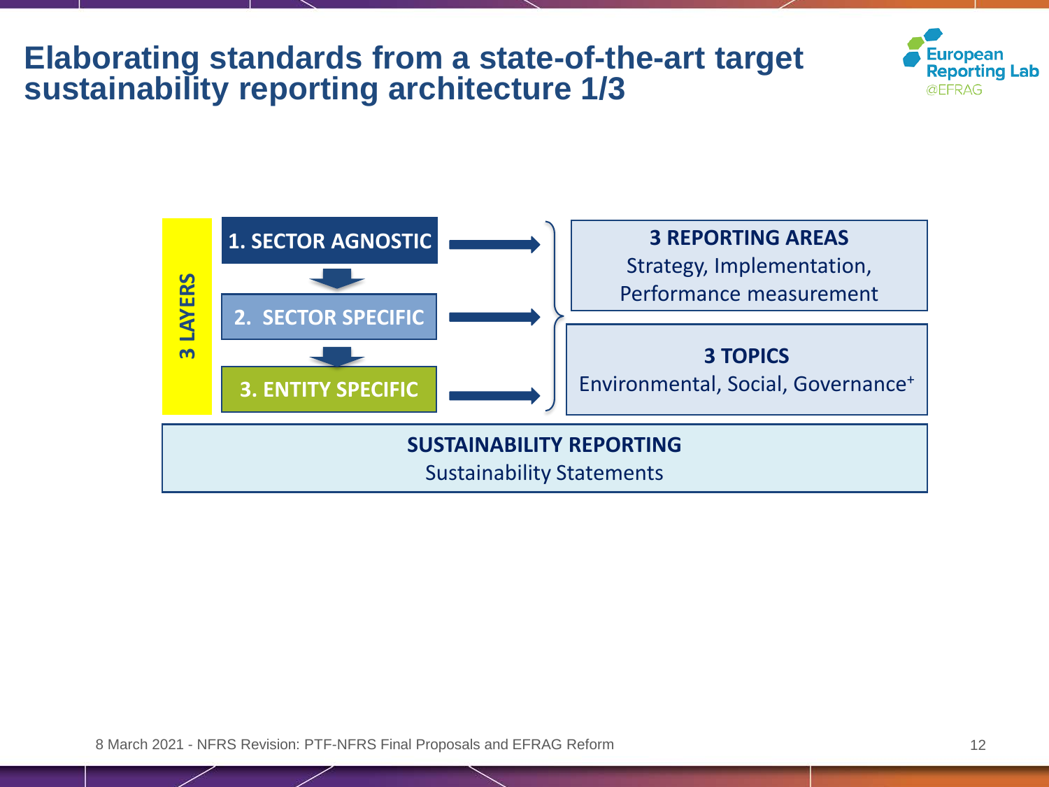# Elaborating standards from a state-of-the-art target sustainability reporting architecture 1/3

**3 LAYERS**

- **1. SECTOR AGNOSTIC**
- **2. SECTOR SPECIFIC**
- **3. ENTITY SPECIFIC**

**3 REPORTING AREAS**
Strategy, Implementation, Performance measurement

**3 TOPICS**
Environmental, Social, Governance+

**SUSTAINABILITY REPORTING**
Sustainability Statements

8 March 2021 - NFRS Revision: PTF-NFRS Final Proposals and EFRAG Reform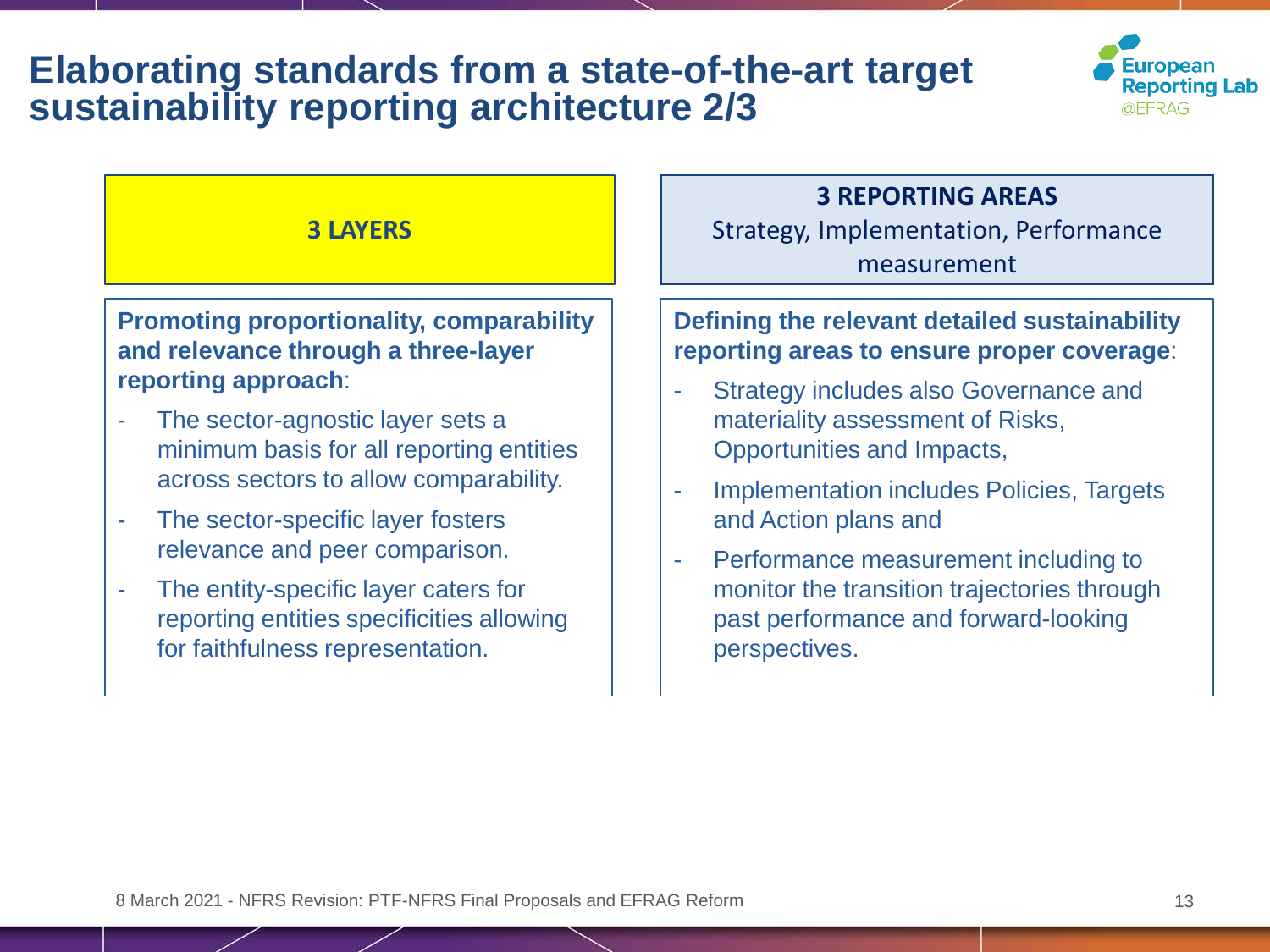# Elaborating standards from a state-of-the-art target sustainability reporting architecture 2/3

## 3 LAYERS

**Promoting proportionality, comparability and relevance through a three-layer reporting approach**:

- The sector-agnostic layer sets a minimum basis for all reporting entities across sectors to allow comparability.
- The sector-specific layer fosters relevance and peer comparison.
- The entity-specific layer caters for reporting entities specificities allowing for faithfulness representation.

## 3 REPORTING AREAS

Strategy, Implementation, Performance measurement

**Defining the relevant detailed sustainability reporting areas to ensure proper coverage**:

- Strategy includes also Governance and materiality assessment of Risks, Opportunities and Impacts,
- Implementation includes Policies, Targets and Action plans and
- Performance measurement including to monitor the transition trajectories through past performance and forward-looking perspectives.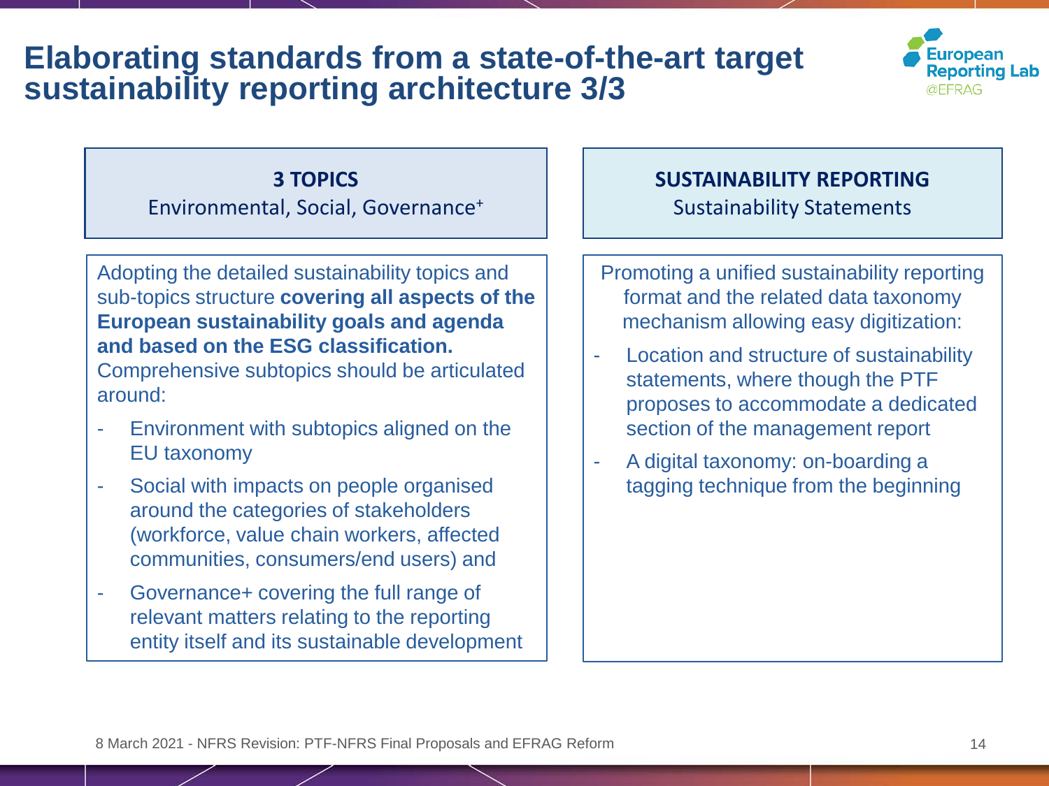# Elaborating standards from a state-of-the-art target sustainability reporting architecture 3/3

European Reporting Lab @EFRAG

**3 TOPICS**

Environmental, Social, Governance⁺

Adopting the detailed sustainability topics and sub-topics structure **covering all aspects of the European sustainability goals and agenda and based on the ESG classification.** Comprehensive subtopics should be articulated around:

- Environment with subtopics aligned on the EU taxonomy
- Social with impacts on people organised around the categories of stakeholders (workforce, value chain workers, affected communities, consumers/end users) and
- Governance+ covering the full range of relevant matters relating to the reporting entity itself and its sustainable development

**SUSTAINABILITY REPORTING**

Sustainability Statements

Promoting a unified sustainability reporting format and the related data taxonomy mechanism allowing easy digitization:

- Location and structure of sustainability statements, where though the PTF proposes to accommodate a dedicated section of the management report
- A digital taxonomy: on-boarding a tagging technique from the beginning

8 March 2021 - NFRS Revision: PTF-NFRS Final Proposals and EFRAG Reform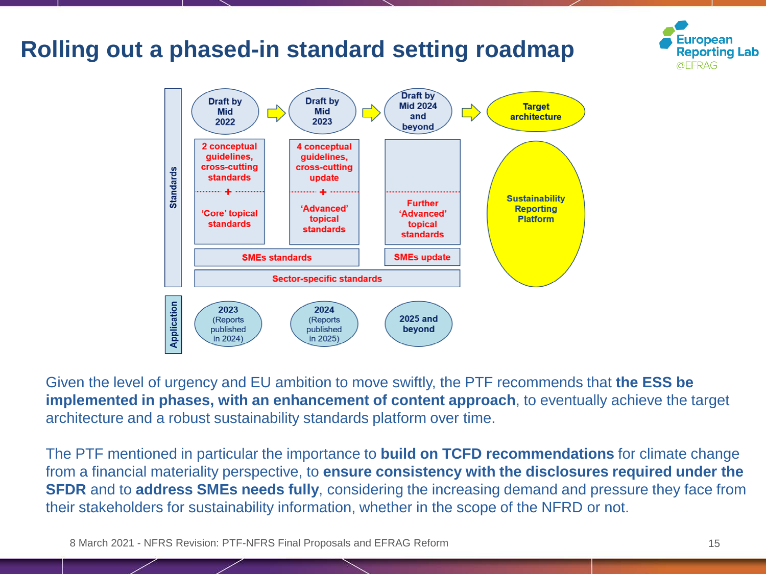# Rolling out a phased-in standard setting roadmap

**Standards**

| Draft by Mid 2022 | Draft by Mid 2023 | Draft by Mid 2024 and beyond | Target architecture |
|---|---|---|---|
| 2 conceptual guidelines, cross-cutting standards + 'Core' topical standards | 4 conceptual guidelines, cross-cutting update + 'Advanced' topical standards | Further 'Advanced' topical standards | Sustainability Reporting Platform |
| SMEs standards | | SMEs update | |
| Sector-specific standards | | | |

**Application**

| 2023 (Reports published in 2024) | 2024 (Reports published in 2025) | 2025 and beyond |
|---|---|---|

Given the level of urgency and EU ambition to move swiftly, the PTF recommends that **the ESS be implemented in phases, with an enhancement of content approach**, to eventually achieve the target architecture and a robust sustainability standards platform over time.

The PTF mentioned in particular the importance to **build on TCFD recommendations** for climate change from a financial materiality perspective, to **ensure consistency with the disclosures required under the SFDR** and to **address SMEs needs fully**, considering the increasing demand and pressure they face from their stakeholders for sustainability information, whether in the scope of the NFRD or not.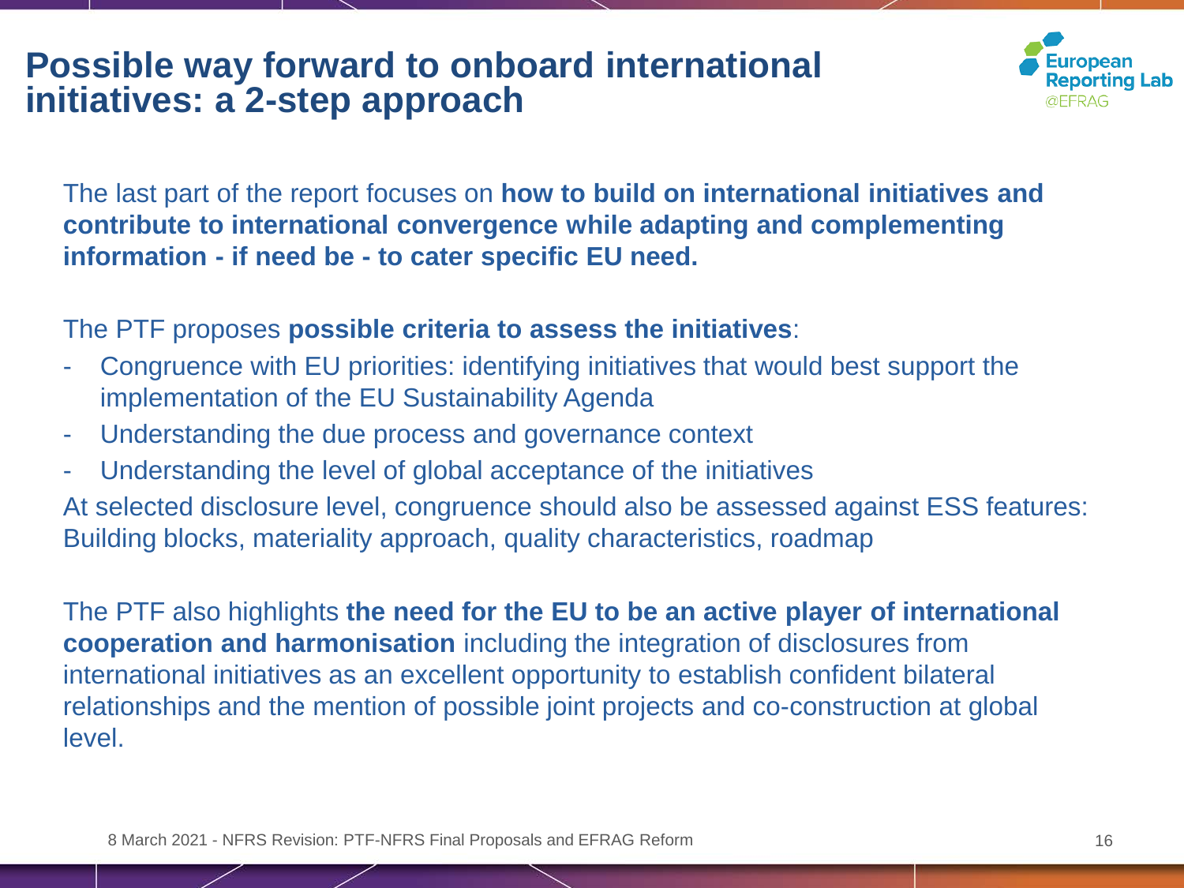# Possible way forward to onboard international initiatives: a 2-step approach

The last part of the report focuses on **how to build on international initiatives and contribute to international convergence while adapting and complementing information - if need be - to cater specific EU need.**

The PTF proposes **possible criteria to assess the initiatives**:

- Congruence with EU priorities: identifying initiatives that would best support the implementation of the EU Sustainability Agenda
- Understanding the due process and governance context
- Understanding the level of global acceptance of the initiatives

At selected disclosure level, congruence should also be assessed against ESS features: Building blocks, materiality approach, quality characteristics, roadmap

The PTF also highlights **the need for the EU to be an active player of international cooperation and harmonisation** including the integration of disclosures from international initiatives as an excellent opportunity to establish confident bilateral relationships and the mention of possible joint projects and co-construction at global level.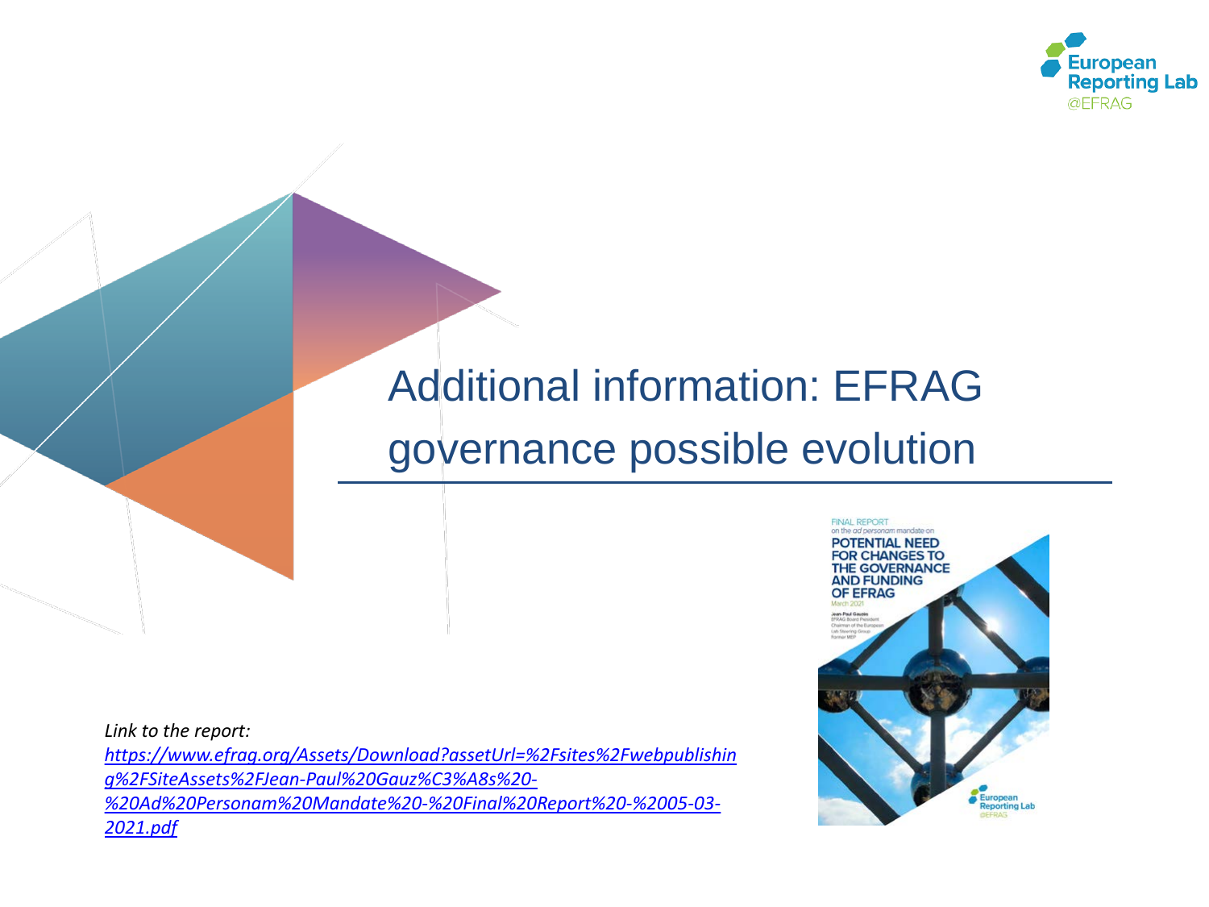# Additional information: EFRAG governance possible evolution

*Link to the report:* [*https://www.efrag.org/Assets/Download?assetUrl=%2Fsites%2Fwebpublishing%2FSiteAssets%2FJean-Paul%20Gauz%C3%A8s%20-%20Ad%20Personam%20Mandate%20-%20Final%20Report%20-%2005-03-2021.pdf*](https://www.efrag.org/Assets/Download?assetUrl=%2Fsites%2Fwebpublishing%2FSiteAssets%2FJean-Paul%20Gauz%C3%A8s%20-%20Ad%20Personam%20Mandate%20-%20Final%20Report%20-%2005-03-2021.pdf)

FINAL REPORT
on the *ad personam* mandate on

**POTENTIAL NEED FOR CHANGES TO THE GOVERNANCE AND FUNDING OF EFRAG**

March 2021

Jean-Paul Gauzès
EFRAG Board President
Chairman of the European Lab Steering Group
Former MEP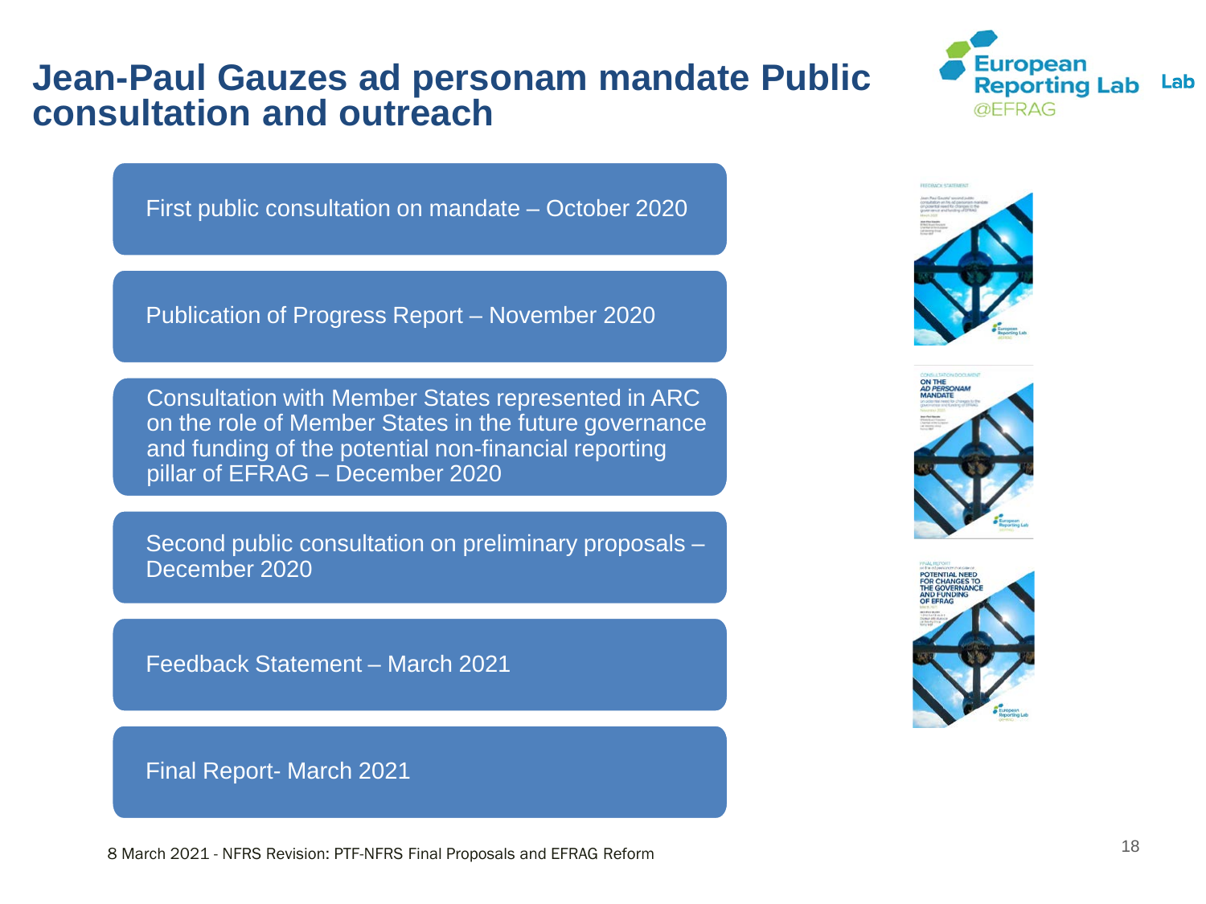# Jean-Paul Gauzes ad personam mandate Public consultation and outreach

- First public consultation on mandate – October 2020
- Publication of Progress Report – November 2020
- Consultation with Member States represented in ARC on the role of Member States in the future governance and funding of the potential non-financial reporting pillar of EFRAG – December 2020
- Second public consultation on preliminary proposals – December 2020
- Feedback Statement – March 2021
- Final Report- March 2021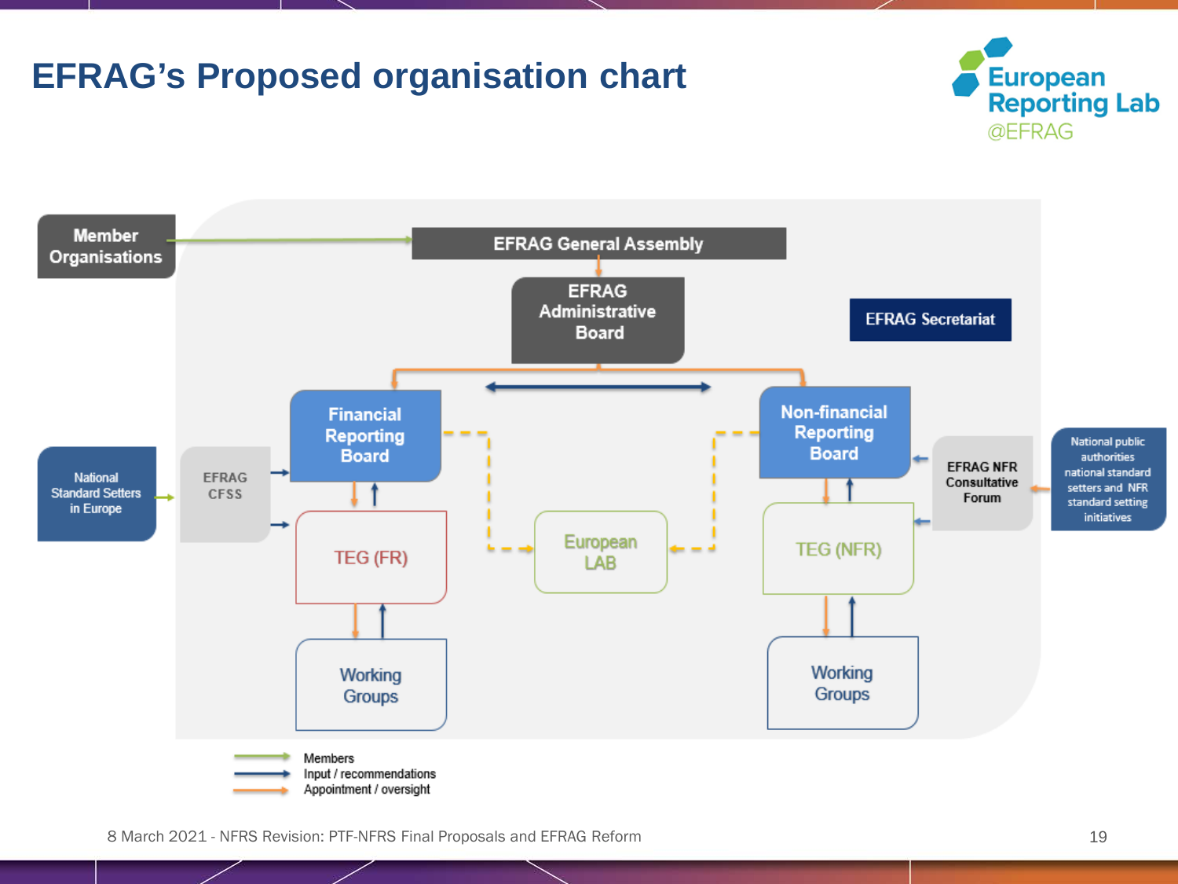# EFRAG's Proposed organisation chart

European Reporting Lab @EFRAG

Member Organisations

EFRAG General Assembly

EFRAG Administrative Board

EFRAG Secretariat

Financial Reporting Board

Non-financial Reporting Board

National Standard Setters in Europe

EFRAG CFSS

TEG (FR)

European LAB

TEG (NFR)

EFRAG NFR Consultative Forum

National public authorities national standard setters and NFR standard setting initiatives

Working Groups

Working Groups

- Members
- Input / recommendations
- Appointment / oversight

8 March 2021 - NFRS Revision: PTF-NFRS Final Proposals and EFRAG Reform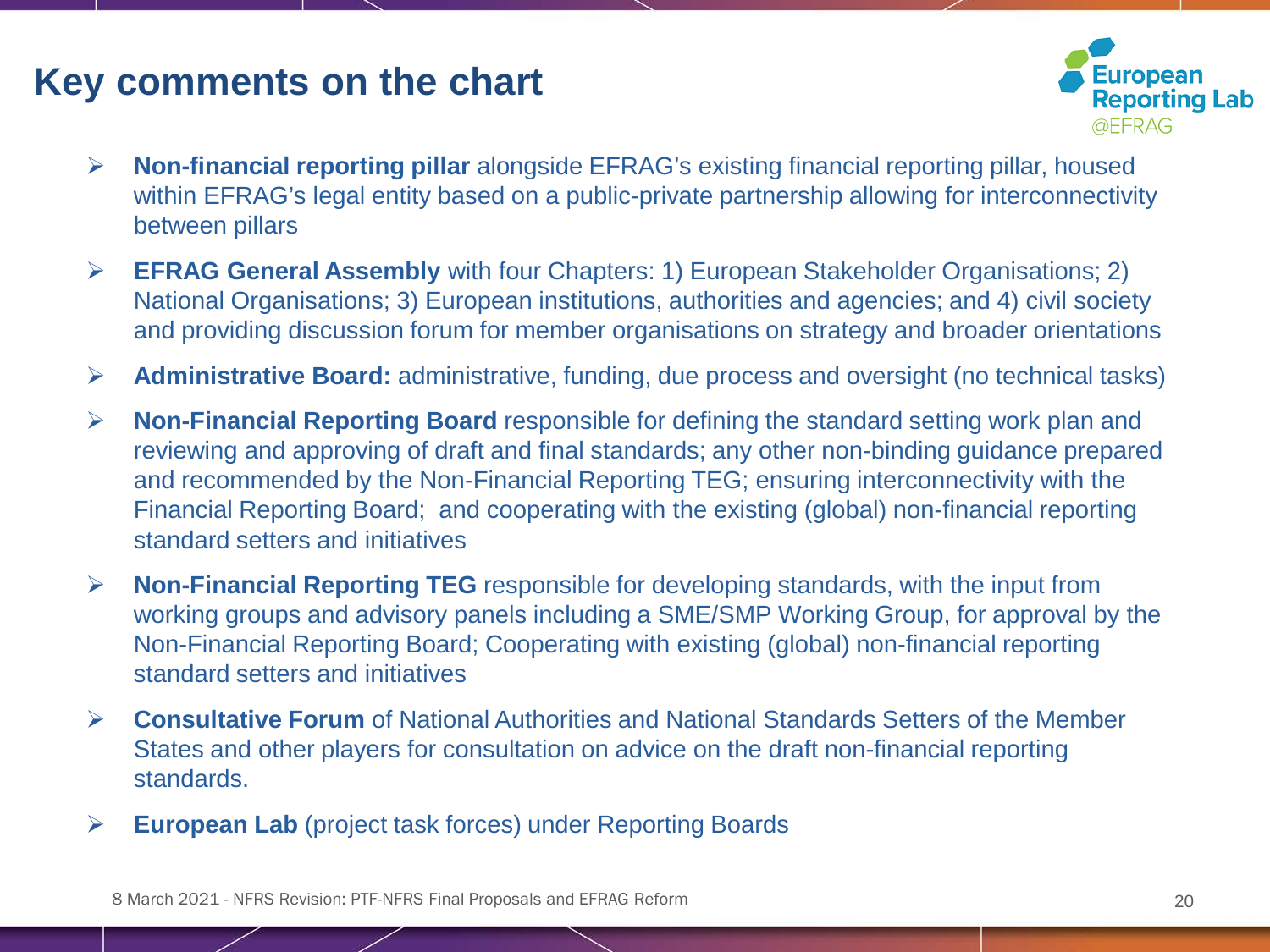# Key comments on the chart

- **Non-financial reporting pillar** alongside EFRAG's existing financial reporting pillar, housed within EFRAG's legal entity based on a public-private partnership allowing for interconnectivity between pillars
- **EFRAG General Assembly** with four Chapters: 1) European Stakeholder Organisations; 2) National Organisations; 3) European institutions, authorities and agencies; and 4) civil society and providing discussion forum for member organisations on strategy and broader orientations
- **Administrative Board:** administrative, funding, due process and oversight (no technical tasks)
- **Non-Financial Reporting Board** responsible for defining the standard setting work plan and reviewing and approving of draft and final standards; any other non-binding guidance prepared and recommended by the Non-Financial Reporting TEG; ensuring interconnectivity with the Financial Reporting Board; and cooperating with the existing (global) non-financial reporting standard setters and initiatives
- **Non-Financial Reporting TEG** responsible for developing standards, with the input from working groups and advisory panels including a SME/SMP Working Group, for approval by the Non-Financial Reporting Board; Cooperating with existing (global) non-financial reporting standard setters and initiatives
- **Consultative Forum** of National Authorities and National Standards Setters of the Member States and other players for consultation on advice on the draft non-financial reporting standards.
- **European Lab** (project task forces) under Reporting Boards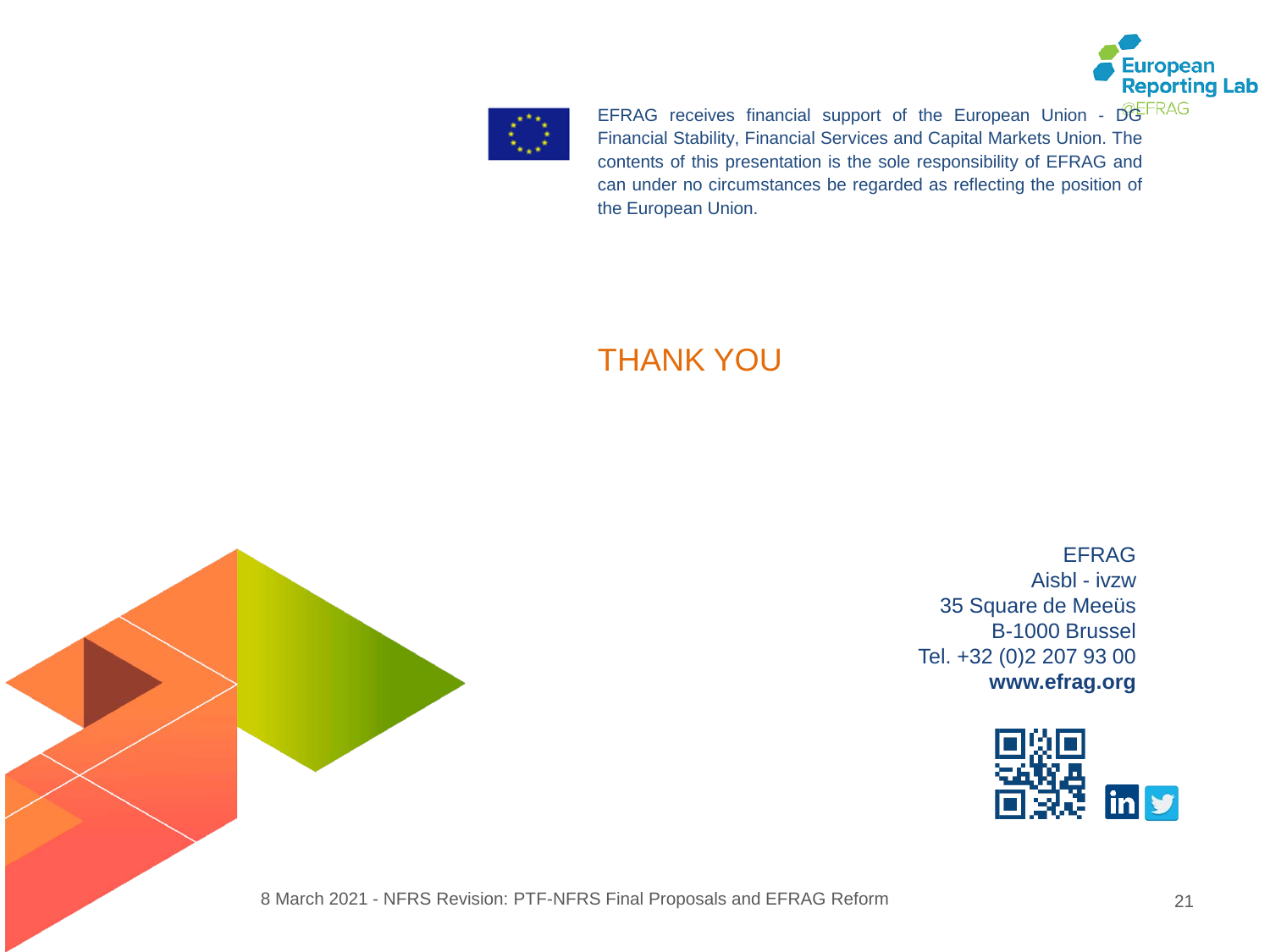European Reporting Lab @EFRAG

EFRAG receives financial support of the European Union - DG Financial Stability, Financial Services and Capital Markets Union. The contents of this presentation is the sole responsibility of EFRAG and can under no circumstances be regarded as reflecting the position of the European Union.

# THANK YOU

EFRAG
Aisbl - ivzw
35 Square de Meeüs
B-1000 Brussel
Tel. +32 (0)2 207 93 00
**www.efrag.org**

8 March 2021 - NFRS Revision: PTF-NFRS Final Proposals and EFRAG Reform